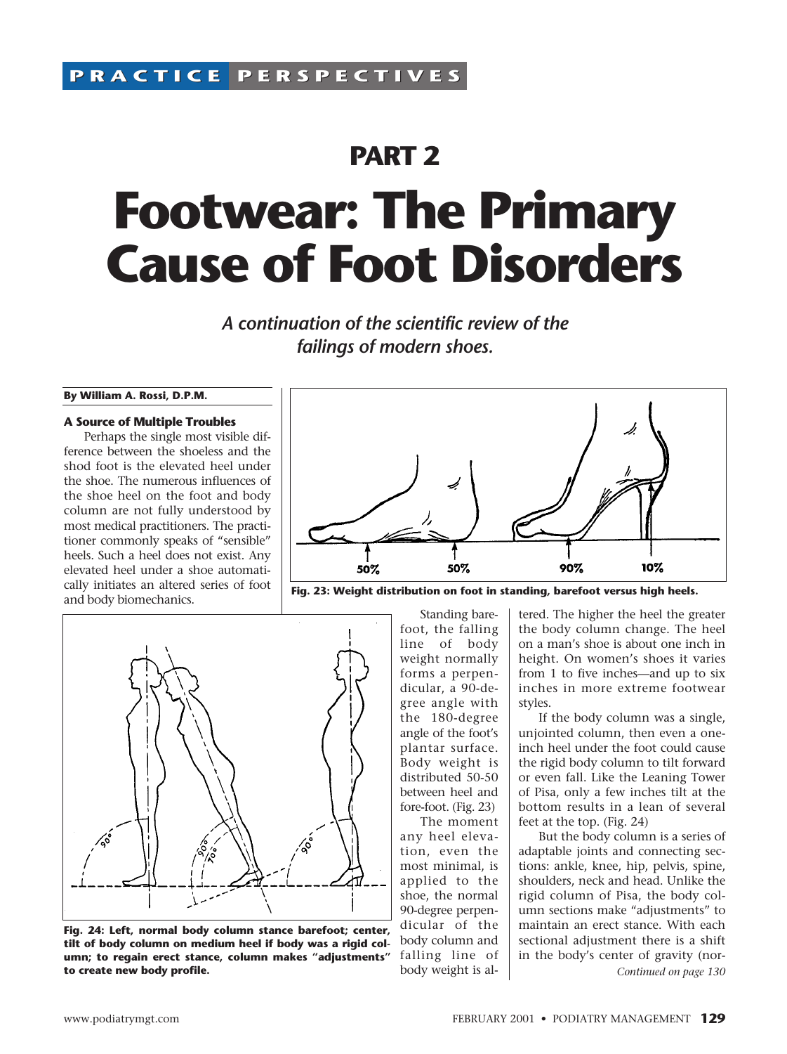PRACTICE PERSPECTIVES

## PART 2

# Footwear: The Primary Cause of Foot Disorders

*A continuation of the scientific review of the failings of modern shoes.*

**By William A. Rossi, D.P.M.**

### A Source of Multiple Troubles

Perhaps the single most visible difference between the shoeless and the shod foot is the elevated heel under the shoe. The numerous influences of the shoe heel on the foot and body column are not fully understood by most medical practitioners. The practitioner commonly speaks of "sensible" heels. Such a heel does not exist. Any elevated heel under a shoe automatically initiates an altered series of foot and body biomechanics.

**Fig. 23: Weight distribution on foot in standing, barefoot versus high heels.**

**Fig. 24: Left, normal body column stance barefoot; center, tilt of body column on medium heel if body was a rigid column; to regain erect stance, column makes "adjustments" to create new body profile.**

Standing barefoot, the falling line of body weight normally forms a perpendicular, a 90-degree angle with the 180-degree angle of the foot's plantar surface. Body weight is distributed 50-50 between heel and fore-foot. (Fig. 23)

The moment any heel elevation, even the most minimal, is applied to the shoe, the normal 90-degree perpendicular of the body column and falling line of body weight is altered. The higher the heel the greater the body column change. The heel on a man's shoe is about one inch in height. On women's shoes it varies from 1 to five inches—and up to six inches in more extreme footwear styles.

If the body column was a single, unjointed column, then even a one-inch heel under the foot could cause the rigid body column to tilt forward or even fall. Like the Leaning Tower of Pisa, only a few inches tilt at the bottom results in a lean of several feet at the top. (Fig. 24)

But the body column is a series of adaptable joints and connecting sections: ankle, knee, hip, pelvis, spine, shoulders, neck and head. Unlike the rigid column of Pisa, the body column sections make "adjustments" to maintain an erect stance. With each sectional adjustment there is a shift in the body's center of gravity (nor-

*Continued on page 130*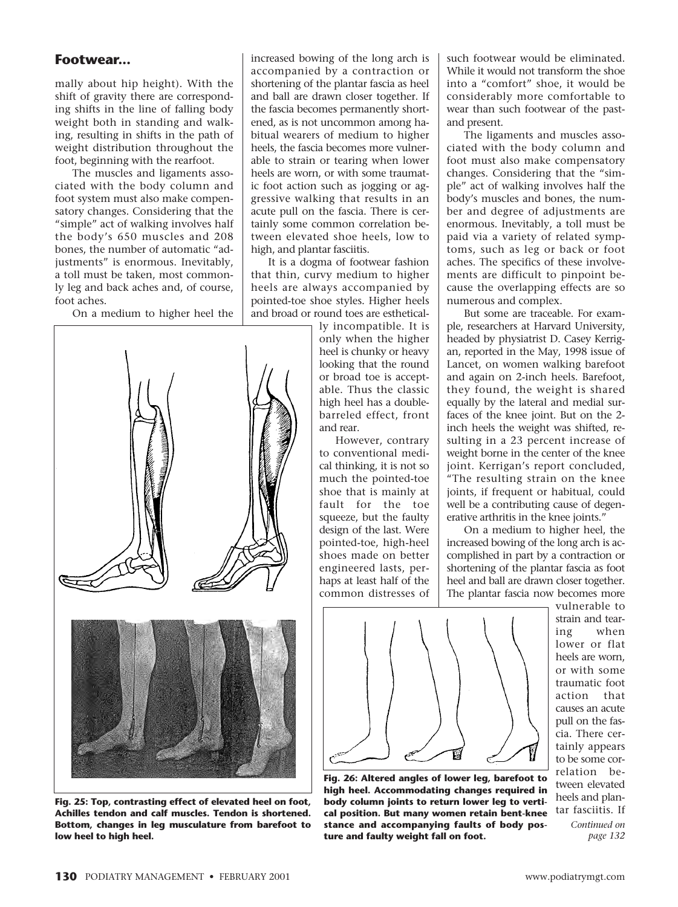## Footwear...

mally about hip height). With the shift of gravity there are corresponding shifts in the line of falling body weight both in standing and walking, resulting in shifts in the path of weight distribution throughout the foot, beginning with the rearfoot.

The muscles and ligaments associated with the body column and foot system must also make compensatory changes. Considering that the "simple" act of walking involves half the body's 650 muscles and 208 bones, the number of automatic "adjustments" is enormous. Inevitably, a toll must be taken, most commonly leg and back aches and, of course, foot aches.

On a medium to higher heel the increased bowing of the long arch is accompanied by a contraction or shortening of the plantar fascia as heel and ball are drawn closer together. If the fascia becomes permanently shortened, as is not uncommon among habitual wearers of medium to higher heels, the fascia becomes more vulnerable to strain or tearing when lower heels are worn, or with some traumatic foot action such as jogging or aggressive walking that results in an acute pull on the fascia. There is certainly some common correlation between elevated shoe heels, low to high, and plantar fasciitis.

It is a dogma of footwear fashion that thin, curvy medium to higher heels are always accompanied by pointed-toe shoe styles. Higher heels and broad or round toes are esthetically incompatible. It is only when the higher heel is chunky or heavy looking that the round or broad toe is acceptable. Thus the classic high heel has a double-barreled effect, front and rear.

However, contrary to conventional medical thinking, it is not so much the pointed-toe shoe that is mainly at fault for the toe squeeze, but the faulty design of the last. Were pointed-toe, high-heel shoes made on better engineered lasts, perhaps at least half of the common distresses of such footwear would be eliminated. While it would not transform the shoe into a "comfort" shoe, it would be considerably more comfortable to wear than such footwear of the past and present.

**Fig. 25: Top, contrasting effect of elevated heel on foot, Achilles tendon and calf muscles. Tendon is shortened. Bottom, changes in leg musculature from barefoot to low heel to high heel.**

The ligaments and muscles associated with the body column and foot must also make compensatory changes. Considering that the "simple" act of walking involves half the body's muscles and bones, the number and degree of adjustments are enormous. Inevitably, a toll must be paid via a variety of related symptoms, such as leg or back or foot aches. The specifics of these involvements are difficult to pinpoint because the overlapping effects are so numerous and complex.

But some are traceable. For example, researchers at Harvard University, headed by physiatrist D. Casey Kerrigan, reported in the May, 1998 issue of Lancet, on women walking barefoot and again on 2-inch heels. Barefoot, they found, the weight is shared equally by the lateral and medial surfaces of the knee joint. But on the 2-inch heels the weight was shifted, resulting in a 23 percent increase of weight borne in the center of the knee joint. Kerrigan's report concluded, "The resulting strain on the knee joints, if frequent or habitual, could well be a contributing cause of degenerative arthritis in the knee joints."

On a medium to higher heel, the increased bowing of the long arch is accomplished in part by a contraction or shortening of the plantar fascia as foot heel and ball are drawn closer together. The plantar fascia now becomes more vulnerable to strain and tearing when lower or flat heels are worn, or with some traumatic foot action that causes an acute pull on the fascia. There certainly appears to be some correlation between elevated heels and plantar fasciitis. If

*Continued on page 132*

**Fig. 26: Altered angles of lower leg, barefoot to high heel. Accommodating changes required in body column joints to return lower leg to vertical position. But many women retain bent-knee stance and accompanying faults of body posture and faulty weight fall on foot.**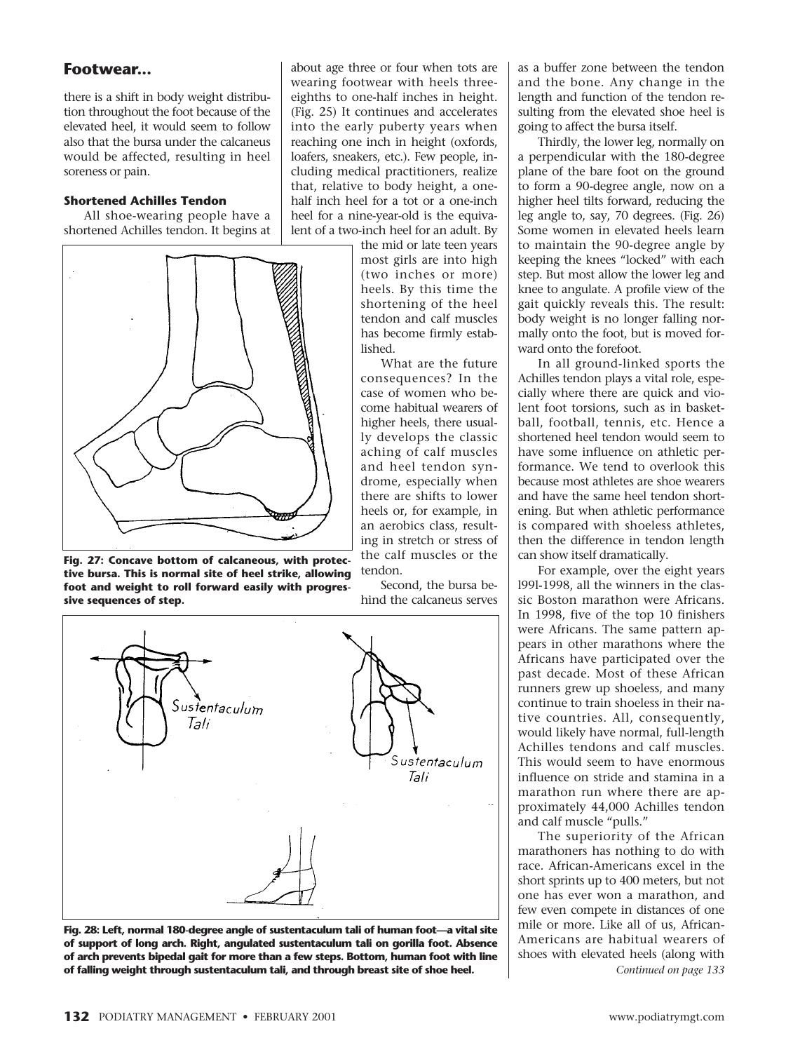## Footwear...

there is a shift in body weight distribution throughout the foot because of the elevated heel, it would seem to follow also that the bursa under the calcaneus would be affected, resulting in heel soreness or pain.

### Shortened Achilles Tendon

All shoe-wearing people have a shortened Achilles tendon. It begins at about age three or four when tots are wearing footwear with heels three-eighths to one-half inches in height. (Fig. 25) It continues and accelerates into the early puberty years when reaching one inch in height (oxfords, loafers, sneakers, etc.). Few people, including medical practitioners, realize that, relative to body height, a one-half inch heel for a tot or a one-inch heel for a nine-year-old is the equivalent of a two-inch heel for an adult. By the mid or late teen years most girls are into high (two inches or more) heels. By this time the shortening of the heel tendon and calf muscles has become firmly established.

What are the future consequences? In the case of women who become habitual wearers of higher heels, there usually develops the classic aching of calf muscles and heel tendon syndrome, especially when there are shifts to lower heels or, for example, in an aerobics class, resulting in stretch or stress of the calf muscles or the tendon.

Second, the bursa behind the calcaneus serves as a buffer zone between the tendon and the bone. Any change in the length and function of the tendon resulting from the elevated shoe heel is going to affect the bursa itself.

Thirdly, the lower leg, normally on a perpendicular with the 180-degree plane of the bare foot on the ground to form a 90-degree angle, now on a higher heel tilts forward, reducing the leg angle to, say, 70 degrees. (Fig. 26) Some women in elevated heels learn to maintain the 90-degree angle by keeping the knees "locked" with each step. But most allow the lower leg and knee to angulate. A profile view of the gait quickly reveals this. The result: body weight is no longer falling normally onto the foot, but is moved forward onto the forefoot.

In all ground-linked sports the Achilles tendon plays a vital role, especially where there are quick and violent foot torsions, such as in basketball, football, tennis, etc. Hence a shortened heel tendon would seem to have some influence on athletic performance. We tend to overlook this because most athletes are shoe wearers and have the same heel tendon shortening. But when athletic performance is compared with shoeless athletes, then the difference in tendon length can show itself dramatically.

For example, over the eight years l99l-1998, all the winners in the classic Boston marathon were Africans. In 1998, five of the top 10 finishers were Africans. The same pattern appears in other marathons where the Africans have participated over the past decade. Most of these African runners grew up shoeless, and many continue to train shoeless in their native countries. All, consequently, would likely have normal, full-length Achilles tendons and calf muscles. This would seem to have enormous influence on stride and stamina in a marathon run where there are approximately 44,000 Achilles tendon and calf muscle "pulls."

The superiority of the African marathoners has nothing to do with race. African-Americans excel in the short sprints up to 400 meters, but not one has ever won a marathon, and few even compete in distances of one mile or more. Like all of us, African-Americans are habitual wearers of shoes with elevated heels (along with

*Continued on page 133*

**Fig. 27: Concave bottom of calcaneous, with protective bursa. This is normal site of heel strike, allowing foot and weight to roll forward easily with progressive sequences of step.**

**Fig. 28: Left, normal 180-degree angle of sustentaculum tali of human foot—a vital site of support of long arch. Right, angulated sustentaculum tali on gorilla foot. Absence of arch prevents bipedal gait for more than a few steps. Bottom, human foot with line of falling weight through sustentaculum tali, and through breast site of shoe heel.**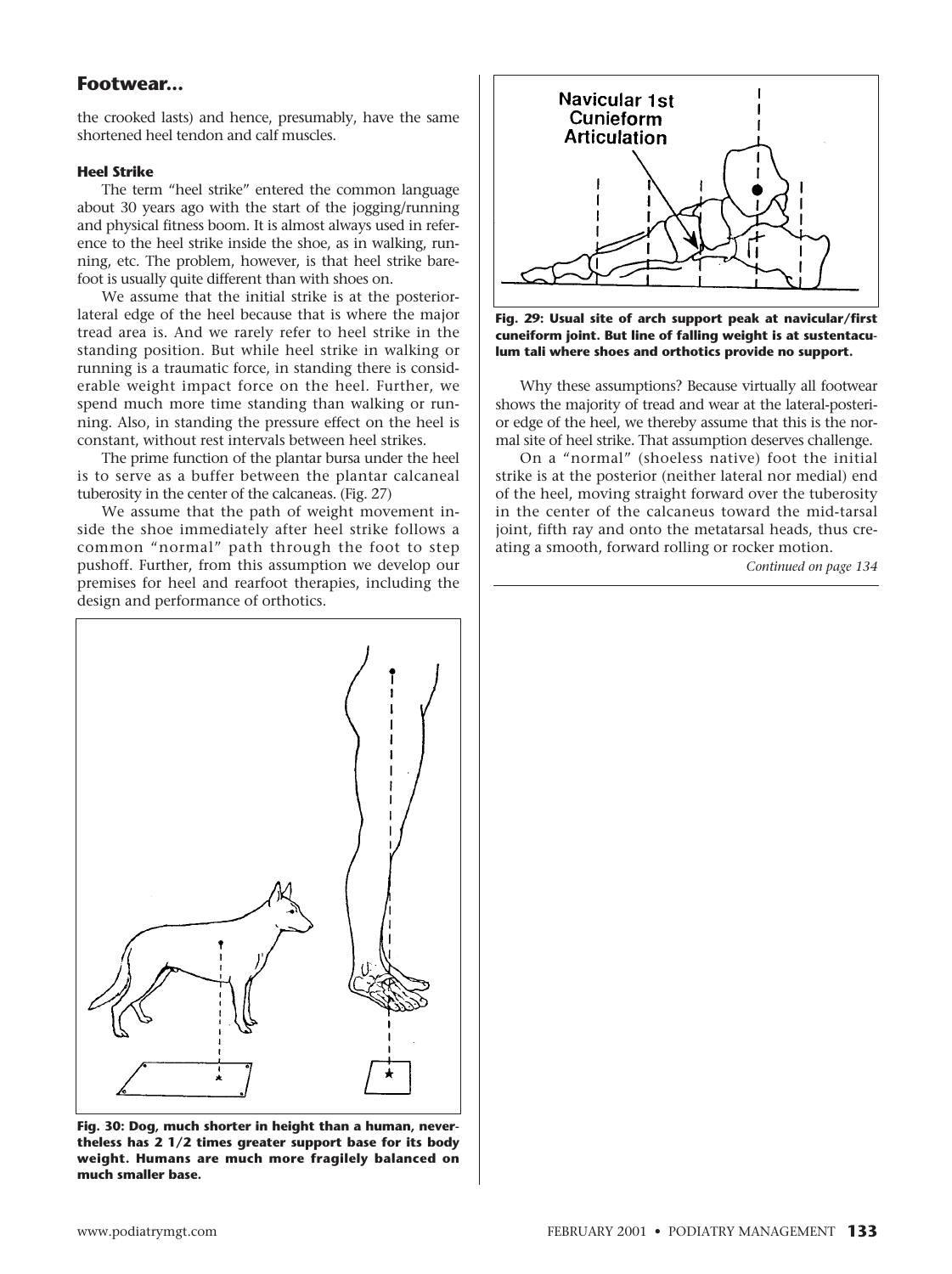## Footwear...

the crooked lasts) and hence, presumably, have the same shortened heel tendon and calf muscles.

### Heel Strike

The term "heel strike" entered the common language about 30 years ago with the start of the jogging/running and physical fitness boom. It is almost always used in reference to the heel strike inside the shoe, as in walking, running, etc. The problem, however, is that heel strike barefoot is usually quite different than with shoes on.

We assume that the initial strike is at the posterior-lateral edge of the heel because that is where the major tread area is. And we rarely refer to heel strike in the standing position. But while heel strike in walking or running is a traumatic force, in standing there is considerable weight impact force on the heel. Further, we spend much more time standing than walking or running. Also, in standing the pressure effect on the heel is constant, without rest intervals between heel strikes.

The prime function of the plantar bursa under the heel is to serve as a buffer between the plantar calcaneal tuberosity in the center of the calcaneas. (Fig. 27)

We assume that the path of weight movement inside the shoe immediately after heel strike follows a common "normal" path through the foot to step pushoff. Further, from this assumption we develop our premises for heel and rearfoot therapies, including the design and performance of orthotics.

**Fig. 30: Dog, much shorter in height than a human, nevertheless has 2 1/2 times greater support base for its body weight. Humans are much more fragilely balanced on much smaller base.**

**Fig. 29: Usual site of arch support peak at navicular/first cuneiform joint. But line of falling weight is at sustentaculum tali where shoes and orthotics provide no support.**

Why these assumptions? Because virtually all footwear shows the majority of tread and wear at the lateral-posterior edge of the heel, we thereby assume that this is the normal site of heel strike. That assumption deserves challenge.

On a "normal" (shoeless native) foot the initial strike is at the posterior (neither lateral nor medial) end of the heel, moving straight forward over the tuberosity in the center of the calcaneus toward the mid-tarsal joint, fifth ray and onto the metatarsal heads, thus creating a smooth, forward rolling or rocker motion.

*Continued on page 134*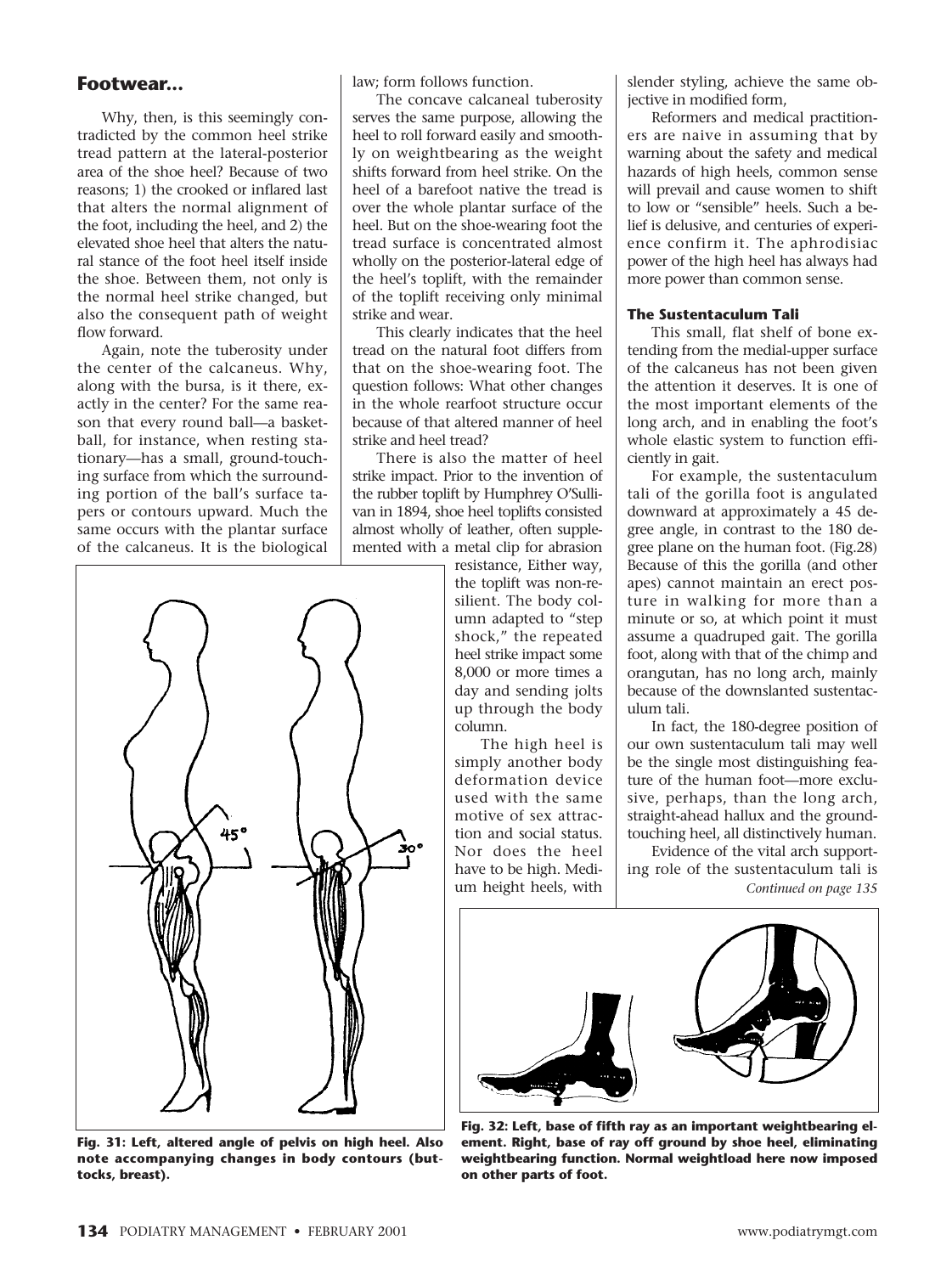## Footwear...

Why, then, is this seemingly contradicted by the common heel strike tread pattern at the lateral-posterior area of the shoe heel? Because of two reasons; 1) the crooked or inflared last that alters the normal alignment of the foot, including the heel, and 2) the elevated shoe heel that alters the natural stance of the foot heel itself inside the shoe. Between them, not only is the normal heel strike changed, but also the consequent path of weight flow forward.

Again, note the tuberosity under the center of the calcaneus. Why, along with the bursa, is it there, exactly in the center? For the same reason that every round ball—a basketball, for instance, when resting stationary—has a small, ground-touching surface from which the surrounding portion of the ball's surface tapers or contours upward. Much the same occurs with the plantar surface of the calcaneus. It is the biological law; form follows function.

The concave calcaneal tuberosity serves the same purpose, allowing the heel to roll forward easily and smoothly on weightbearing as the weight shifts forward from heel strike. On the heel of a barefoot native the tread is over the whole plantar surface of the heel. But on the shoe-wearing foot the tread surface is concentrated almost wholly on the posterior-lateral edge of the heel's toplift, with the remainder of the toplift receiving only minimal strike and wear.

This clearly indicates that the heel tread on the natural foot differs from that on the shoe-wearing foot. The question follows: What other changes in the whole rearfoot structure occur because of that altered manner of heel strike and heel tread?

There is also the matter of heel strike impact. Prior to the invention of the rubber toplift by Humphrey O'Sullivan in 1894, shoe heel toplifts consisted almost wholly of leather, often supplemented with a metal clip for abrasion resistance, Either way, the toplift was non-resilient. The body column adapted to "step shock," the repeated heel strike impact some 8,000 or more times a day and sending jolts up through the body column.

The high heel is simply another body deformation device used with the same motive of sex attraction and social status. Nor does the heel have to be high. Medium height heels, with slender styling, achieve the same objective in modified form,

Reformers and medical practitioners are naive in assuming that by warning about the safety and medical hazards of high heels, common sense will prevail and cause women to shift to low or "sensible" heels. Such a belief is delusive, and centuries of experience confirm it. The aphrodisiac power of the high heel has always had more power than common sense.

Fig. 31: Left, altered angle of pelvis on high heel. Also note accompanying changes in body contours (buttocks, breast).

### The Sustentaculum Tali

This small, flat shelf of bone extending from the medial-upper surface of the calcaneus has not been given the attention it deserves. It is one of the most important elements of the long arch, and in enabling the foot's whole elastic system to function efficiently in gait.

For example, the sustentaculum tali of the gorilla foot is angulated downward at approximately a 45 degree angle, in contrast to the 180 degree plane on the human foot. (Fig.28) Because of this the gorilla (and other apes) cannot maintain an erect posture in walking for more than a minute or so, at which point it must assume a quadruped gait. The gorilla foot, along with that of the chimp and orangutan, has no long arch, mainly because of the downslanted sustentaculum tali.

In fact, the 180-degree position of our own sustentaculum tali may well be the single most distinguishing feature of the human foot—more exclusive, perhaps, than the long arch, straight-ahead hallux and the ground-touching heel, all distinctively human.

Evidence of the vital arch supporting role of the sustentaculum tali is *Continued on page 135*

Fig. 32: Left, base of fifth ray as an important weightbearing element. Right, base of ray off ground by shoe heel, eliminating weightbearing function. Normal weightload here now imposed on other parts of foot.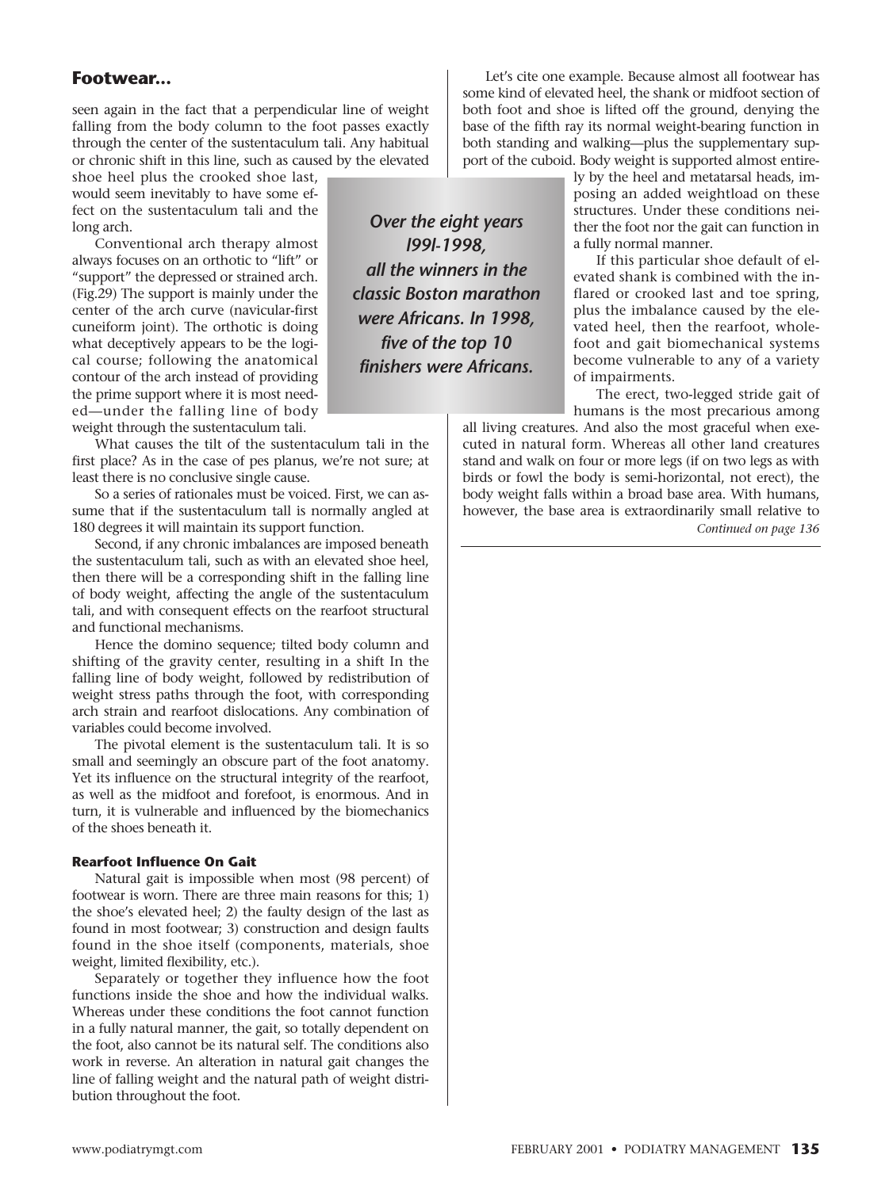## Footwear...

seen again in the fact that a perpendicular line of weight falling from the body column to the foot passes exactly through the center of the sustentaculum tali. Any habitual or chronic shift in this line, such as caused by the elevated shoe heel plus the crooked shoe last, would seem inevitably to have some effect on the sustentaculum tali and the long arch.

Conventional arch therapy almost always focuses on an orthotic to "lift" or "support" the depressed or strained arch. (Fig.29) The support is mainly under the center of the arch curve (navicular-first cuneiform joint). The orthotic is doing what deceptively appears to be the logical course; following the anatomical contour of the arch instead of providing the prime support where it is most needed—under the falling line of body weight through the sustentaculum tali.

What causes the tilt of the sustentaculum tali in the first place? As in the case of pes planus, we're not sure; at least there is no conclusive single cause.

So a series of rationales must be voiced. First, we can assume that if the sustentaculum tall is normally angled at 180 degrees it will maintain its support function.

Second, if any chronic imbalances are imposed beneath the sustentaculum tali, such as with an elevated shoe heel, then there will be a corresponding shift in the falling line of body weight, affecting the angle of the sustentaculum tali, and with consequent effects on the rearfoot structural and functional mechanisms.

Hence the domino sequence; tilted body column and shifting of the gravity center, resulting in a shift In the falling line of body weight, followed by redistribution of weight stress paths through the foot, with corresponding arch strain and rearfoot dislocations. Any combination of variables could become involved.

The pivotal element is the sustentaculum tali. It is so small and seemingly an obscure part of the foot anatomy. Yet its influence on the structural integrity of the rearfoot, as well as the midfoot and forefoot, is enormous. And in turn, it is vulnerable and influenced by the biomechanics of the shoes beneath it.

*Over the eight years I99I-1998, all the winners in the classic Boston marathon were Africans. In 1998, five of the top 10 finishers were Africans.*

#### Rearfoot Influence On Gait

Natural gait is impossible when most (98 percent) of footwear is worn. There are three main reasons for this; 1) the shoe's elevated heel; 2) the faulty design of the last as found in most footwear; 3) construction and design faults found in the shoe itself (components, materials, shoe weight, limited flexibility, etc.).

Separately or together they influence how the foot functions inside the shoe and how the individual walks. Whereas under these conditions the foot cannot function in a fully natural manner, the gait, so totally dependent on the foot, also cannot be its natural self. The conditions also work in reverse. An alteration in natural gait changes the line of falling weight and the natural path of weight distribution throughout the foot.

Let's cite one example. Because almost all footwear has some kind of elevated heel, the shank or midfoot section of both foot and shoe is lifted off the ground, denying the base of the fifth ray its normal weight-bearing function in both standing and walking—plus the supplementary support of the cuboid. Body weight is supported almost entirely by the heel and metatarsal heads, imposing an added weightload on these structures. Under these conditions neither the foot nor the gait can function in a fully normal manner.

If this particular shoe default of elevated shank is combined with the inflared or crooked last and toe spring, plus the imbalance caused by the elevated heel, then the rearfoot, wholefoot and gait biomechanical systems become vulnerable to any of a variety of impairments.

The erect, two-legged stride gait of humans is the most precarious among all living creatures. And also the most graceful when executed in natural form. Whereas all other land creatures stand and walk on four or more legs (if on two legs as with birds or fowl the body is semi-horizontal, not erect), the body weight falls within a broad base area. With humans, however, the base area is extraordinarily small relative to

*Continued on page 136*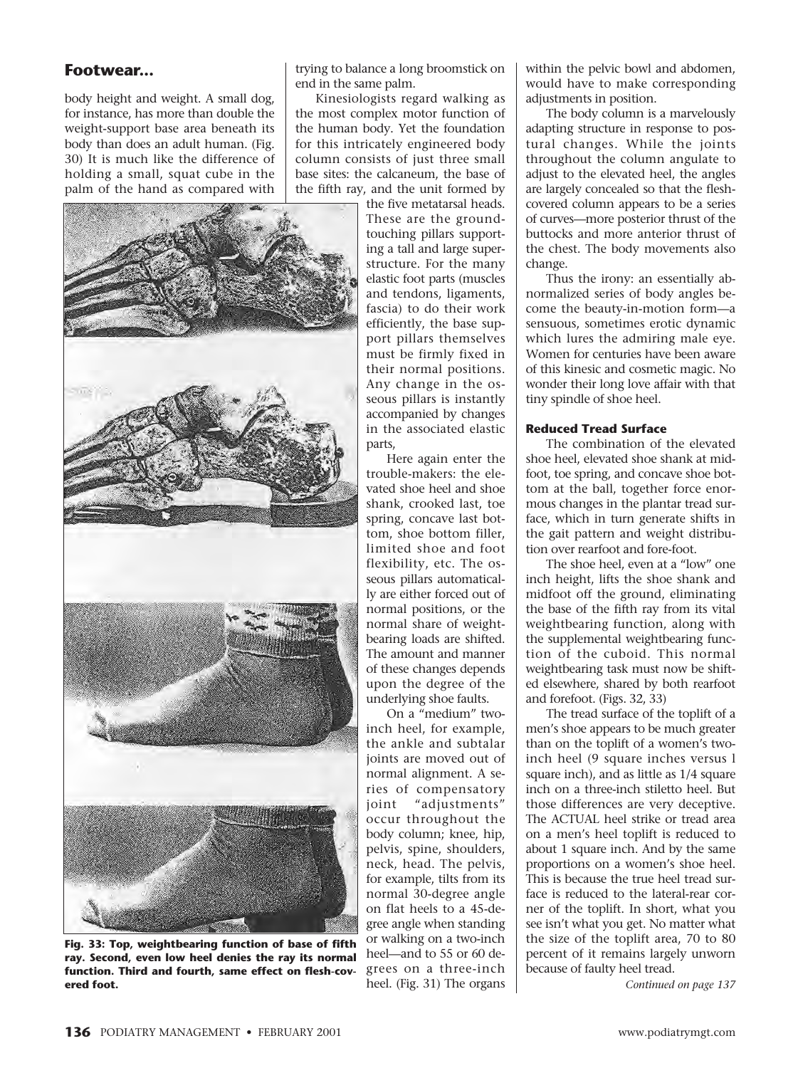## Footwear...

body height and weight. A small dog, for instance, has more than double the weight-support base area beneath its body than does an adult human. (Fig. 30) It is much like the difference of holding a small, squat cube in the palm of the hand as compared with trying to balance a long broomstick on end in the same palm.

Kinesiologists regard walking as the most complex motor function of the human body. Yet the foundation for this intricately engineered body column consists of just three small base sites: the calcaneum, the base of the fifth ray, and the unit formed by the five metatarsal heads. These are the ground-touching pillars supporting a tall and large superstructure. For the many elastic foot parts (muscles and tendons, ligaments, fascia) to do their work efficiently, the base support pillars themselves must be firmly fixed in their normal positions. Any change in the osseous pillars is instantly accompanied by changes in the associated elastic parts,

Here again enter the trouble-makers: the elevated shoe heel and shoe shank, crooked last, toe spring, concave last bottom, shoe bottom filler, limited shoe and foot flexibility, etc. The osseous pillars automatically are either forced out of normal positions, or the normal share of weightbearing loads are shifted. The amount and manner of these changes depends upon the degree of the underlying shoe faults.

On a "medium" two-inch heel, for example, the ankle and subtalar joints are moved out of normal alignment. A series of compensatory joint "adjustments" occur throughout the body column; knee, hip, pelvis, spine, shoulders, neck, head. The pelvis, for example, tilts from its normal 30-degree angle on flat heels to a 45-degree angle when standing or walking on a two-inch heel—and to 55 or 60 degrees on a three-inch heel. (Fig. 31) The organs within the pelvic bowl and abdomen, would have to make corresponding adjustments in position.

**Fig. 33: Top, weightbearing function of base of fifth ray. Second, even low heel denies the ray its normal function. Third and fourth, same effect on flesh-covered foot.**

The body column is a marvelously adapting structure in response to postural changes. While the joints throughout the column angulate to adjust to the elevated heel, the angles are largely concealed so that the flesh-covered column appears to be a series of curves—more posterior thrust of the buttocks and more anterior thrust of the chest. The body movements also change.

Thus the irony: an essentially abnormalized series of body angles become the beauty-in-motion form—a sensuous, sometimes erotic dynamic which lures the admiring male eye. Women for centuries have been aware of this kinesic and cosmetic magic. No wonder their long love affair with that tiny spindle of shoe heel.

### Reduced Tread Surface

The combination of the elevated shoe heel, elevated shoe shank at midfoot, toe spring, and concave shoe bottom at the ball, together force enormous changes in the plantar tread surface, which in turn generate shifts in the gait pattern and weight distribution over rearfoot and fore-foot.

The shoe heel, even at a "low" one inch height, lifts the shoe shank and midfoot off the ground, eliminating the base of the fifth ray from its vital weightbearing function, along with the supplemental weightbearing function of the cuboid. This normal weightbearing task must now be shifted elsewhere, shared by both rearfoot and forefoot. (Figs. 32, 33)

The tread surface of the toplift of a men's shoe appears to be much greater than on the toplift of a women's two-inch heel (9 square inches versus 1 square inch), and as little as 1/4 square inch on a three-inch stiletto heel. But those differences are very deceptive. The ACTUAL heel strike or tread area on a men's heel toplift is reduced to about 1 square inch. And by the same proportions on a women's shoe heel. This is because the true heel tread surface is reduced to the lateral-rear corner of the toplift. In short, what you see isn't what you get. No matter what the size of the toplift area, 70 to 80 percent of it remains largely unworn because of faulty heel tread.

*Continued on page 137*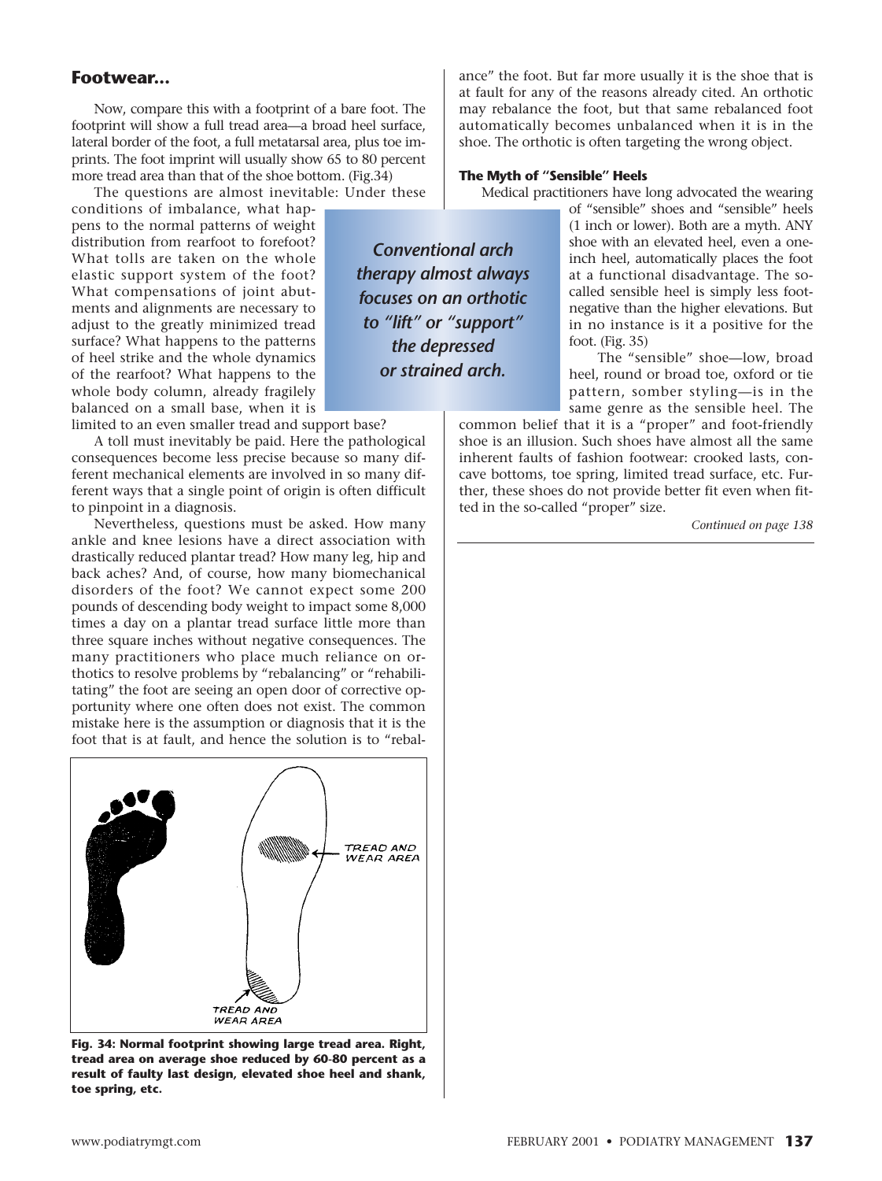## Footwear...

Now, compare this with a footprint of a bare foot. The footprint will show a full tread area—a broad heel surface, lateral border of the foot, a full metatarsal area, plus toe imprints. The foot imprint will usually show 65 to 80 percent more tread area than that of the shoe bottom. (Fig.34)

The questions are almost inevitable: Under these conditions of imbalance, what happens to the normal patterns of weight distribution from rearfoot to forefoot? What tolls are taken on the whole elastic support system of the foot? What compensations of joint abutments and alignments are necessary to adjust to the greatly minimized tread surface? What happens to the patterns of heel strike and the whole dynamics of the rearfoot? What happens to the whole body column, already fragilely balanced on a small base, when it is limited to an even smaller tread and support base?

> ***Conventional arch therapy almost always focuses on an orthotic to "lift" or "support" the depressed or strained arch.***

A toll must inevitably be paid. Here the pathological consequences become less precise because so many different mechanical elements are involved in so many different ways that a single point of origin is often difficult to pinpoint in a diagnosis.

Nevertheless, questions must be asked. How many ankle and knee lesions have a direct association with drastically reduced plantar tread? How many leg, hip and back aches? And, of course, how many biomechanical disorders of the foot? We cannot expect some 200 pounds of descending body weight to impact some 8,000 times a day on a plantar tread surface little more than three square inches without negative consequences. The many practitioners who place much reliance on orthotics to resolve problems by "rebalancing" or "rehabilitating" the foot are seeing an open door of corrective opportunity where one often does not exist. The common mistake here is the assumption or diagnosis that it is the foot that is at fault, and hence the solution is to "rebalance" the foot. But far more usually it is the shoe that is at fault for any of the reasons already cited. An orthotic may rebalance the foot, but that same rebalanced foot automatically becomes unbalanced when it is in the shoe. The orthotic is often targeting the wrong object.

**Fig. 34: Normal footprint showing large tread area. Right, tread area on average shoe reduced by 60-80 percent as a result of faulty last design, elevated shoe heel and shank, toe spring, etc.**

### The Myth of "Sensible" Heels

Medical practitioners have long advocated the wearing of "sensible" shoes and "sensible" heels (1 inch or lower). Both are a myth. ANY shoe with an elevated heel, even a one-inch heel, automatically places the foot at a functional disadvantage. The so-called sensible heel is simply less foot-negative than the higher elevations. But in no instance is it a positive for the foot. (Fig. 35)

The "sensible" shoe—low, broad heel, round or broad toe, oxford or tie pattern, somber styling—is in the same genre as the sensible heel. The common belief that it is a "proper" and foot-friendly shoe is an illusion. Such shoes have almost all the same inherent faults of fashion footwear: crooked lasts, concave bottoms, toe spring, limited tread surface, etc. Further, these shoes do not provide better fit even when fitted in the so-called "proper" size.

*Continued on page 138*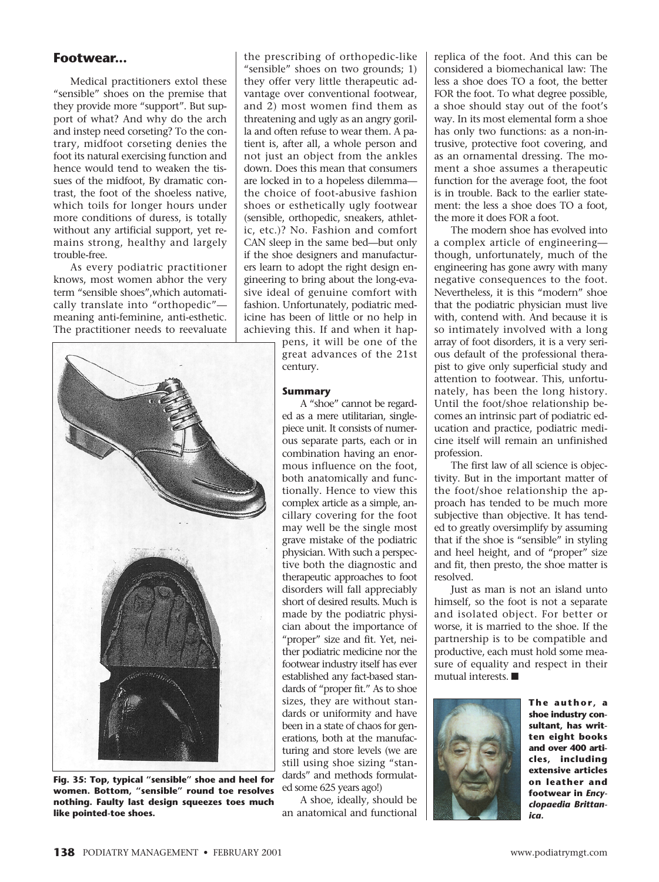## Footwear...

Medical practitioners extol these "sensible" shoes on the premise that they provide more "support". But support of what? And why do the arch and instep need corseting? To the contrary, midfoot corseting denies the foot its natural exercising function and hence would tend to weaken the tissues of the midfoot, By dramatic contrast, the foot of the shoeless native, which toils for longer hours under more conditions of duress, is totally without any artificial support, yet remains strong, healthy and largely trouble-free.

As every podiatric practitioner knows, most women abhor the very term "sensible shoes",which automatically translate into "orthopedic"—meaning anti-feminine, anti-esthetic. The practitioner needs to reevaluate the prescribing of orthopedic-like "sensible" shoes on two grounds; 1) they offer very little therapeutic advantage over conventional footwear, and 2) most women find them as threatening and ugly as an angry gorilla and often refuse to wear them. A patient is, after all, a whole person and not just an object from the ankles down. Does this mean that consumers are locked in to a hopeless dilemma—the choice of foot-abusive fashion shoes or esthetically ugly footwear (sensible, orthopedic, sneakers, athletic, etc.)? No. Fashion and comfort CAN sleep in the same bed—but only if the shoe designers and manufacturers learn to adopt the right design engineering to bring about the long-evasive ideal of genuine comfort with fashion. Unfortunately, podiatric medicine has been of little or no help in achieving this. If and when it happens, it will be one of the great advances of the 21st century.

**Fig. 35: Top, typical "sensible" shoe and heel for women. Bottom, "sensible" round toe resolves nothing. Faulty last design squeezes toes much like pointed-toe shoes.**

### Summary

A "shoe" cannot be regarded as a mere utilitarian, single-piece unit. It consists of numerous separate parts, each or in combination having an enormous influence on the foot, both anatomically and functionally. Hence to view this complex article as a simple, ancillary covering for the foot may well be the single most grave mistake of the podiatric physician. With such a perspective both the diagnostic and therapeutic approaches to foot disorders will fall appreciably short of desired results. Much is made by the podiatric physician about the importance of "proper" size and fit. Yet, neither podiatric medicine nor the footwear industry itself has ever established any fact-based standards of "proper fit." As to shoe sizes, they are without standards or uniformity and have been in a state of chaos for generations, both at the manufacturing and store levels (we are still using shoe sizing "standards" and methods formulated some 625 years ago!)

A shoe, ideally, should be an anatomical and functional replica of the foot. And this can be considered a biomechanical law: The less a shoe does TO a foot, the better FOR the foot. To what degree possible, a shoe should stay out of the foot's way. In its most elemental form a shoe has only two functions: as a non-intrusive, protective foot covering, and as an ornamental dressing. The moment a shoe assumes a therapeutic function for the average foot, the foot is in trouble. Back to the earlier statement: the less a shoe does TO a foot, the more it does FOR a foot.

The modern shoe has evolved into a complex article of engineering—though, unfortunately, much of the engineering has gone awry with many negative consequences to the foot. Nevertheless, it is this "modern" shoe that the podiatric physician must live with, contend with. And because it is so intimately involved with a long array of foot disorders, it is a very serious default of the professional therapist to give only superficial study and attention to footwear. This, unfortunately, has been the long history. Until the foot/shoe relationship becomes an intrinsic part of podiatric education and practice, podiatric medicine itself will remain an unfinished profession.

The first law of all science is objectivity. But in the important matter of the foot/shoe relationship the approach has tended to be much more subjective than objective. It has tended to greatly oversimplify by assuming that if the shoe is "sensible" in styling and heel height, and of "proper" size and fit, then presto, the shoe matter is resolved.

Just as man is not an island unto himself, so the foot is not a separate and isolated object. For better or worse, it is married to the shoe. If the partnership is to be compatible and productive, each must hold some measure of equality and respect in their mutual interests. ■

**The author, a shoe industry consultant, has written eight books and over 400 articles, including extensive articles on leather and footwear in *Encyclopaedia Brittanica*.**